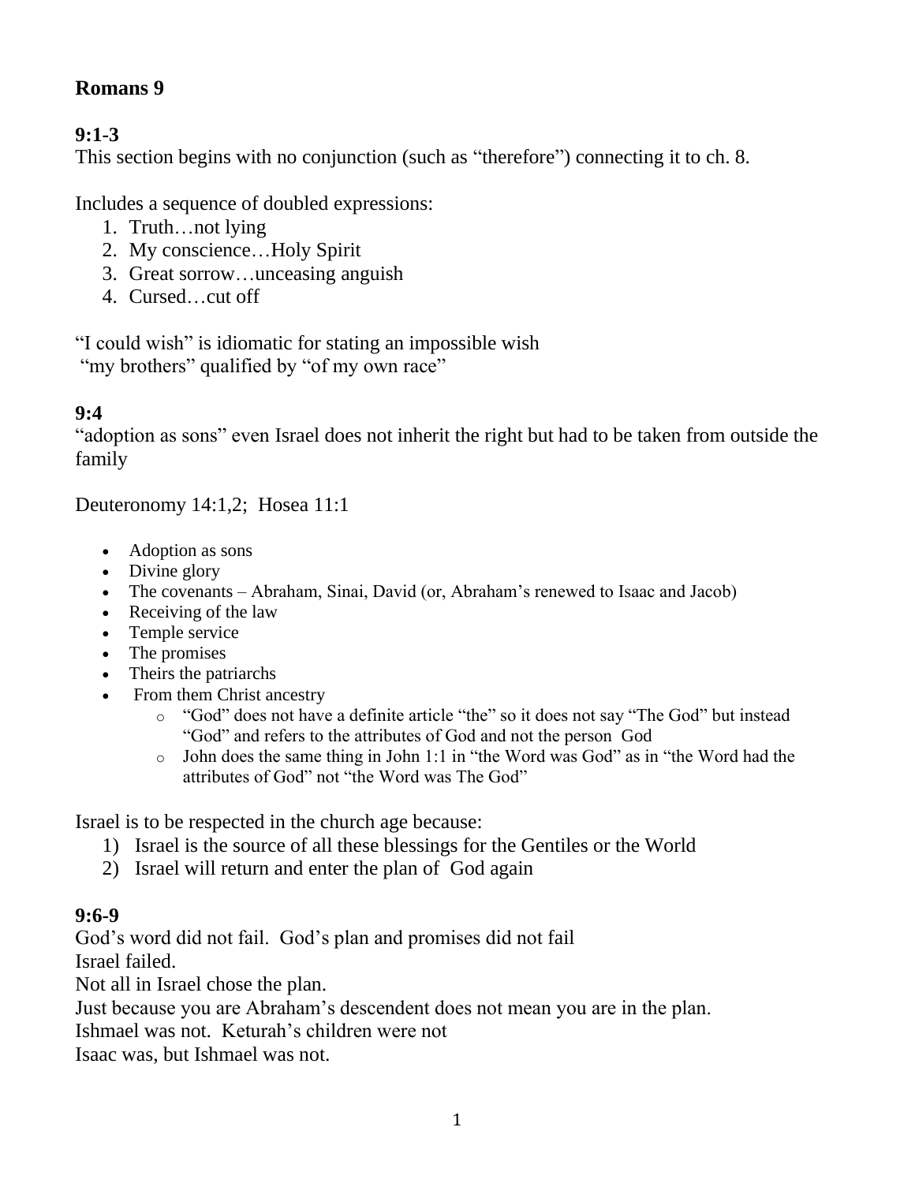# Romans 9

### 9:1-3

This section begins with no conjunction (such as "therefore") connecting it to ch. 8.

Includes a sequence of doubled expressions:

1. Truth…not lying
2. My conscience…Holy Spirit
3. Great sorrow…unceasing anguish
4. Cursed…cut off

"I could wish" is idiomatic for stating an impossible wish
"my brothers" qualified by "of my own race"

### 9:4

"adoption as sons" even Israel does not inherit the right but had to be taken from outside the family

Deuteronomy 14:1,2; Hosea 11:1

- Adoption as sons
- Divine glory
- The covenants – Abraham, Sinai, David (or, Abraham's renewed to Isaac and Jacob)
- Receiving of the law
- Temple service
- The promises
- Theirs the patriarchs
- From them Christ ancestry
  - "God" does not have a definite article "the" so it does not say "The God" but instead "God" and refers to the attributes of God and not the person God
  - John does the same thing in John 1:1 in "the Word was God" as in "the Word had the attributes of God" not "the Word was The God"

Israel is to be respected in the church age because:

1) Israel is the source of all these blessings for the Gentiles or the World
2) Israel will return and enter the plan of God again

### 9:6-9

God's word did not fail. God's plan and promises did not fail
Israel failed.
Not all in Israel chose the plan.
Just because you are Abraham's descendent does not mean you are in the plan.
Ishmael was not. Keturah's children were not
Isaac was, but Ishmael was not.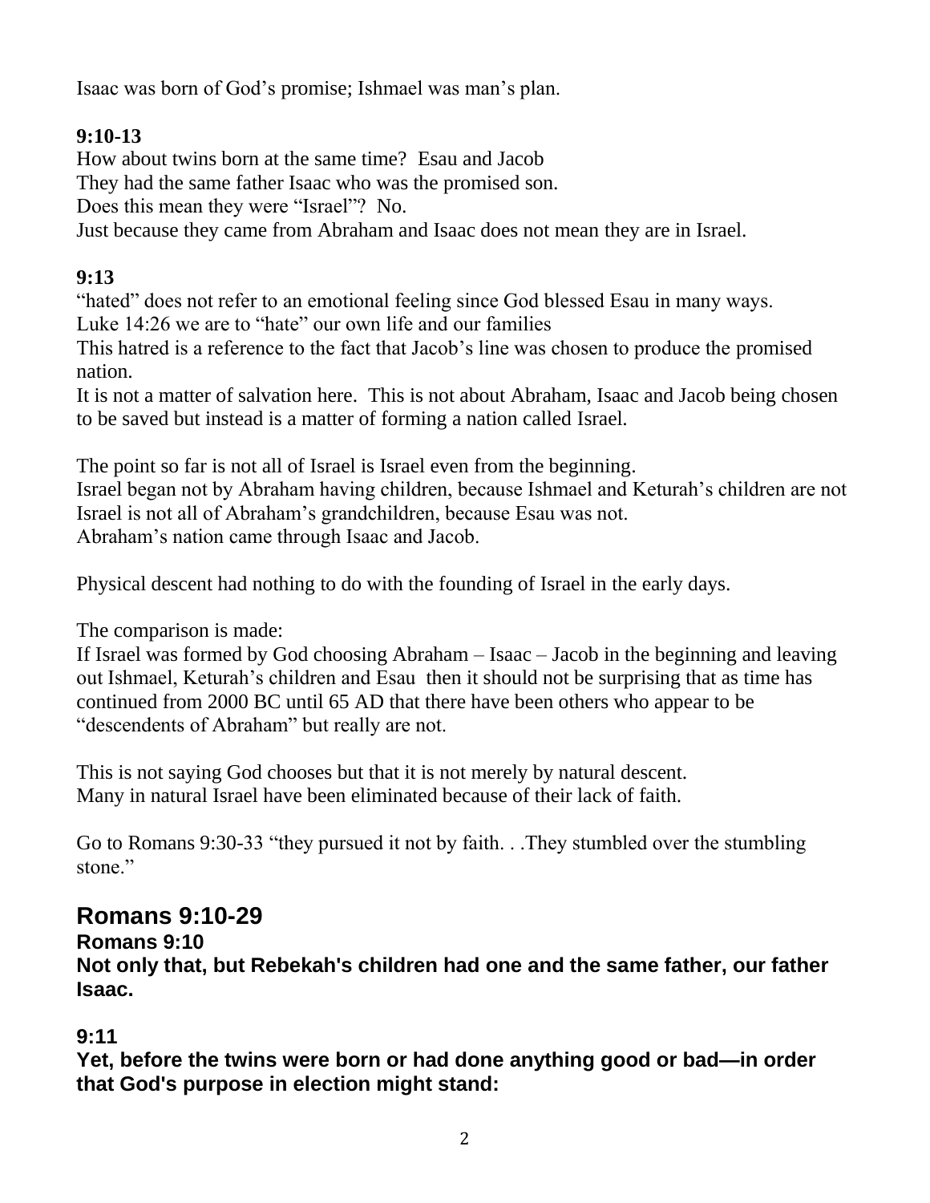Isaac was born of God's promise; Ishmael was man's plan.

**9:10-13**

How about twins born at the same time? Esau and Jacob
They had the same father Isaac who was the promised son.
Does this mean they were "Israel"? No.
Just because they came from Abraham and Isaac does not mean they are in Israel.

**9:13**

"hated" does not refer to an emotional feeling since God blessed Esau in many ways.
Luke 14:26 we are to "hate" our own life and our families
This hatred is a reference to the fact that Jacob's line was chosen to produce the promised nation.
It is not a matter of salvation here. This is not about Abraham, Isaac and Jacob being chosen to be saved but instead is a matter of forming a nation called Israel.

The point so far is not all of Israel is Israel even from the beginning.
Israel began not by Abraham having children, because Ishmael and Keturah's children are not
Israel is not all of Abraham's grandchildren, because Esau was not.
Abraham's nation came through Isaac and Jacob.

Physical descent had nothing to do with the founding of Israel in the early days.

The comparison is made:
If Israel was formed by God choosing Abraham – Isaac – Jacob in the beginning and leaving out Ishmael, Keturah's children and Esau then it should not be surprising that as time has continued from 2000 BC until 65 AD that there have been others who appear to be "descendents of Abraham" but really are not.

This is not saying God chooses but that it is not merely by natural descent.
Many in natural Israel have been eliminated because of their lack of faith.

Go to Romans 9:30-33 "they pursued it not by faith. . .They stumbled over the stumbling stone."

## Romans 9:10-29

**Romans 9:10**
**Not only that, but Rebekah's children had one and the same father, our father Isaac.**

**9:11**
**Yet, before the twins were born or had done anything good or bad—in order that God's purpose in election might stand:**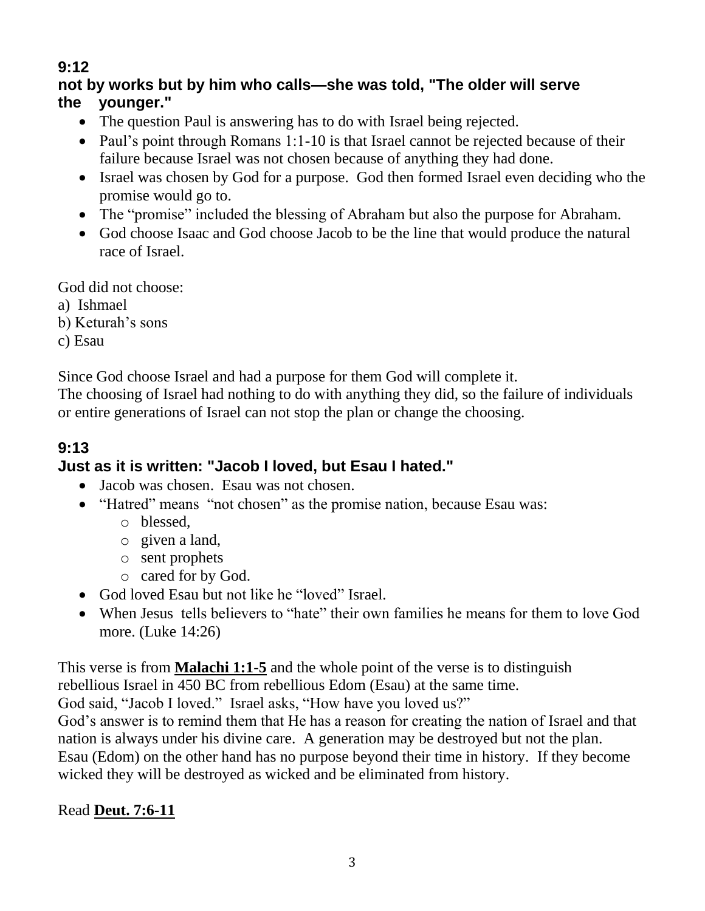### 9:12
### not by works but by him who calls—she was told, "The older will serve the younger."

- The question Paul is answering has to do with Israel being rejected.
- Paul's point through Romans 1:1-10 is that Israel cannot be rejected because of their failure because Israel was not chosen because of anything they had done.
- Israel was chosen by God for a purpose. God then formed Israel even deciding who the promise would go to.
- The "promise" included the blessing of Abraham but also the purpose for Abraham.
- God choose Isaac and God choose Jacob to be the line that would produce the natural race of Israel.

God did not choose:
a) Ishmael
b) Keturah's sons
c) Esau

Since God choose Israel and had a purpose for them God will complete it.
The choosing of Israel had nothing to do with anything they did, so the failure of individuals or entire generations of Israel can not stop the plan or change the choosing.

### 9:13
### Just as it is written: "Jacob I loved, but Esau I hated."

- Jacob was chosen. Esau was not chosen.
- "Hatred" means "not chosen" as the promise nation, because Esau was:
  - blessed,
  - given a land,
  - sent prophets
  - cared for by God.
- God loved Esau but not like he "loved" Israel.
- When Jesus tells believers to "hate" their own families he means for them to love God more. (Luke 14:26)

This verse is from **Malachi 1:1-5** and the whole point of the verse is to distinguish rebellious Israel in 450 BC from rebellious Edom (Esau) at the same time.
God said, "Jacob I loved." Israel asks, "How have you loved us?"
God's answer is to remind them that He has a reason for creating the nation of Israel and that nation is always under his divine care. A generation may be destroyed but not the plan.
Esau (Edom) on the other hand has no purpose beyond their time in history. If they become wicked they will be destroyed as wicked and be eliminated from history.

Read **Deut. 7:6-11**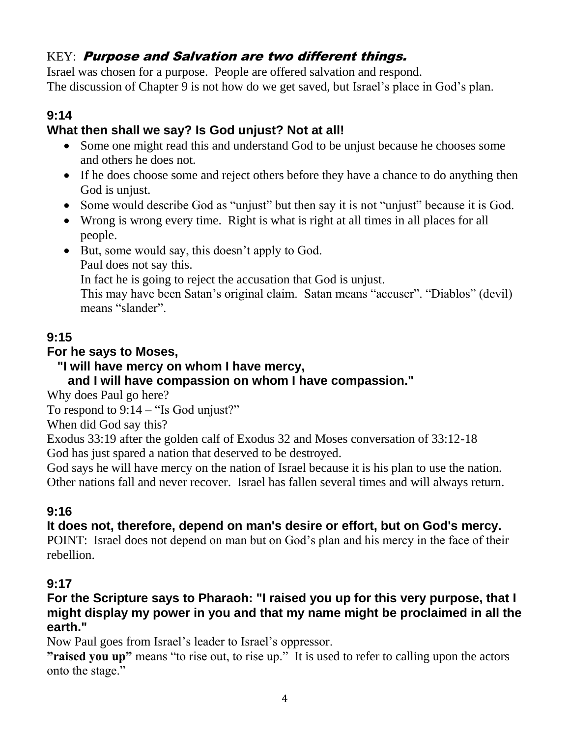KEY: ***Purpose and Salvation are two different things.***

Israel was chosen for a purpose. People are offered salvation and respond.
The discussion of Chapter 9 is not how do we get saved, but Israel's place in God's plan.

## 9:14

**What then shall we say? Is God unjust? Not at all!**

- Some one might read this and understand God to be unjust because he chooses some and others he does not.
- If he does choose some and reject others before they have a chance to do anything then God is unjust.
- Some would describe God as "unjust" but then say it is not "unjust" because it is God.
- Wrong is wrong every time. Right is what is right at all times in all places for all people.
- But, some would say, this doesn't apply to God.
  Paul does not say this.
  In fact he is going to reject the accusation that God is unjust.
  This may have been Satan's original claim. Satan means "accuser". "Diablos" (devil) means "slander".

## 9:15

**For he says to Moses,**
**"I will have mercy on whom I have mercy,**
**and I will have compassion on whom I have compassion."**

Why does Paul go here?
To respond to 9:14 – "Is God unjust?"
When did God say this?
Exodus 33:19 after the golden calf of Exodus 32 and Moses conversation of 33:12-18
God has just spared a nation that deserved to be destroyed.
God says he will have mercy on the nation of Israel because it is his plan to use the nation.
Other nations fall and never recover. Israel has fallen several times and will always return.

## 9:16

**It does not, therefore, depend on man's desire or effort, but on God's mercy.**

POINT: Israel does not depend on man but on God's plan and his mercy in the face of their rebellion.

## 9:17

**For the Scripture says to Pharaoh: "I raised you up for this very purpose, that I might display my power in you and that my name might be proclaimed in all the earth."**

Now Paul goes from Israel's leader to Israel's oppressor.
**"raised you up"** means "to rise out, to rise up." It is used to refer to calling upon the actors onto the stage."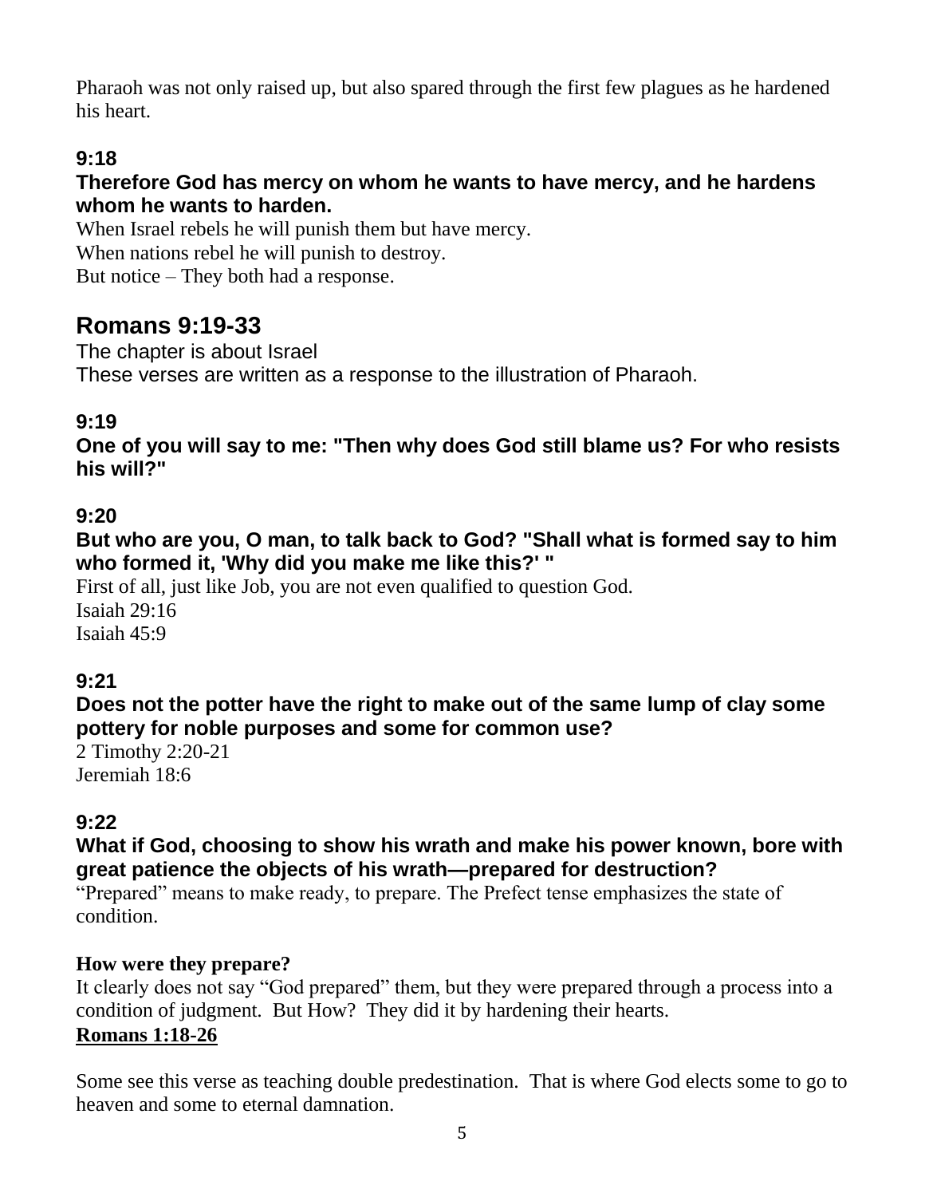Pharaoh was not only raised up, but also spared through the first few plagues as he hardened his heart.

### 9:18

**Therefore God has mercy on whom he wants to have mercy, and he hardens whom he wants to harden.**

When Israel rebels he will punish them but have mercy.
When nations rebel he will punish to destroy.
But notice – They both had a response.

## Romans 9:19-33

The chapter is about Israel
These verses are written as a response to the illustration of Pharaoh.

### 9:19

**One of you will say to me: "Then why does God still blame us? For who resists his will?"**

### 9:20

**But who are you, O man, to talk back to God? "Shall what is formed say to him who formed it, 'Why did you make me like this?' "**

First of all, just like Job, you are not even qualified to question God.
Isaiah 29:16
Isaiah 45:9

### 9:21

**Does not the potter have the right to make out of the same lump of clay some pottery for noble purposes and some for common use?**

2 Timothy 2:20-21
Jeremiah 18:6

### 9:22

**What if God, choosing to show his wrath and make his power known, bore with great patience the objects of his wrath—prepared for destruction?**

"Prepared" means to make ready, to prepare. The Prefect tense emphasizes the state of condition.

**How were they prepare?**

It clearly does not say "God prepared" them, but they were prepared through a process into a condition of judgment. But How? They did it by hardening their hearts.
**Romans 1:18-26**

Some see this verse as teaching double predestination. That is where God elects some to go to heaven and some to eternal damnation.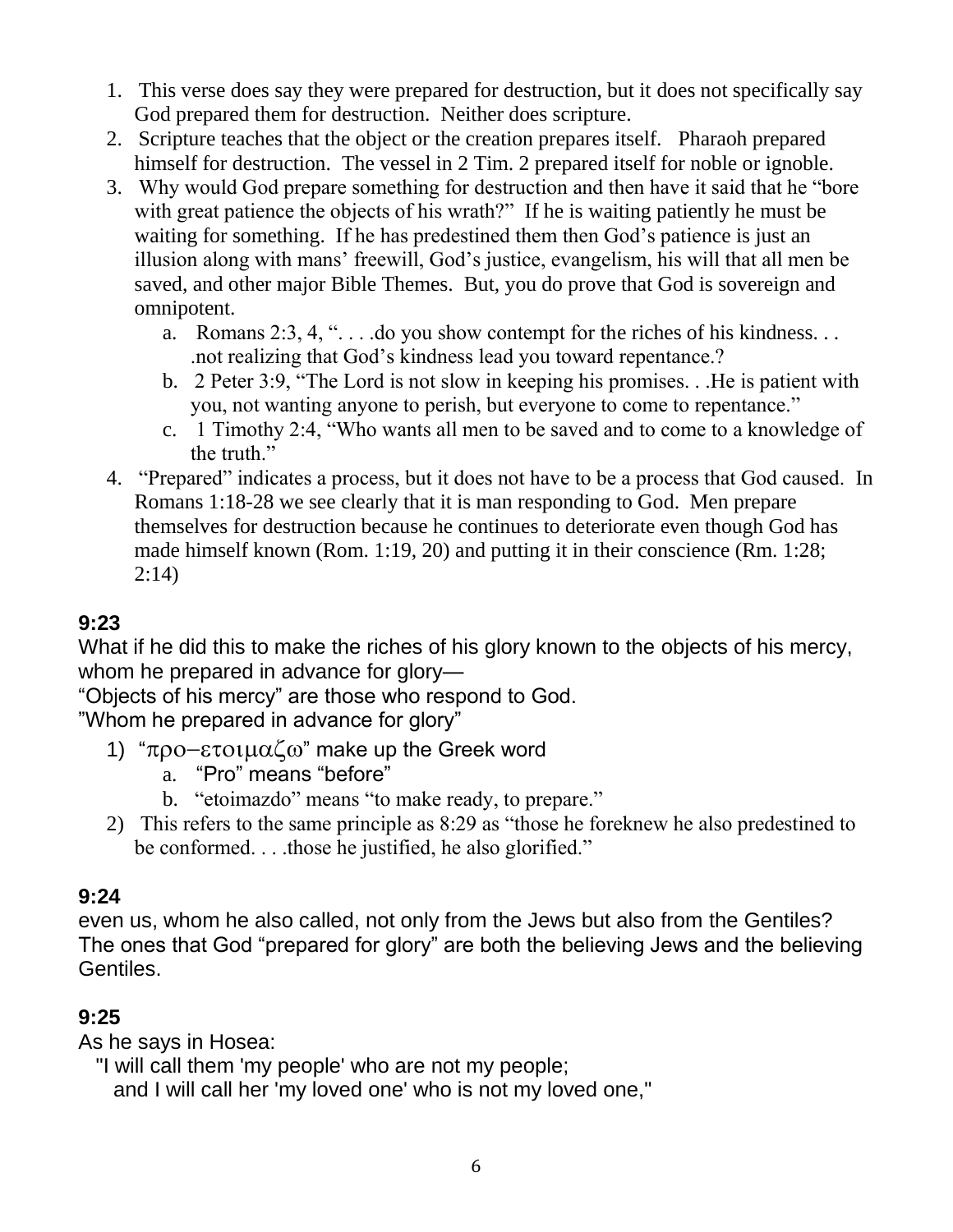1. This verse does say they were prepared for destruction, but it does not specifically say God prepared them for destruction. Neither does scripture.
2. Scripture teaches that the object or the creation prepares itself. Pharaoh prepared himself for destruction. The vessel in 2 Tim. 2 prepared itself for noble or ignoble.
3. Why would God prepare something for destruction and then have it said that he "bore with great patience the objects of his wrath?" If he is waiting patiently he must be waiting for something. If he has predestined them then God's patience is just an illusion along with mans' freewill, God's justice, evangelism, his will that all men be saved, and other major Bible Themes. But, you do prove that God is sovereign and omnipotent.
   a. Romans 2:3, 4, ". . . .do you show contempt for the riches of his kindness. . . .not realizing that God's kindness lead you toward repentance.?
   b. 2 Peter 3:9, "The Lord is not slow in keeping his promises. . .He is patient with you, not wanting anyone to perish, but everyone to come to repentance."
   c. 1 Timothy 2:4, "Who wants all men to be saved and to come to a knowledge of the truth."
4. "Prepared" indicates a process, but it does not have to be a process that God caused. In Romans 1:18-28 we see clearly that it is man responding to God. Men prepare themselves for destruction because he continues to deteriorate even though God has made himself known (Rom. 1:19, 20) and putting it in their conscience (Rm. 1:28; 2:14)

**9:23**

What if he did this to make the riches of his glory known to the objects of his mercy, whom he prepared in advance for glory—

"Objects of his mercy" are those who respond to God.

"Whom he prepared in advance for glory"

1) "προ–ετοιμαζω" make up the Greek word
   a. "Pro" means "before"
   b. "etoimazdo" means "to make ready, to prepare."
2) This refers to the same principle as 8:29 as "those he foreknew he also predestined to be conformed. . . .those he justified, he also glorified."

**9:24**

even us, whom he also called, not only from the Jews but also from the Gentiles?

The ones that God "prepared for glory" are both the believing Jews and the believing Gentiles.

**9:25**

As he says in Hosea:

"I will call them 'my people' who are not my people;
and I will call her 'my loved one' who is not my loved one,"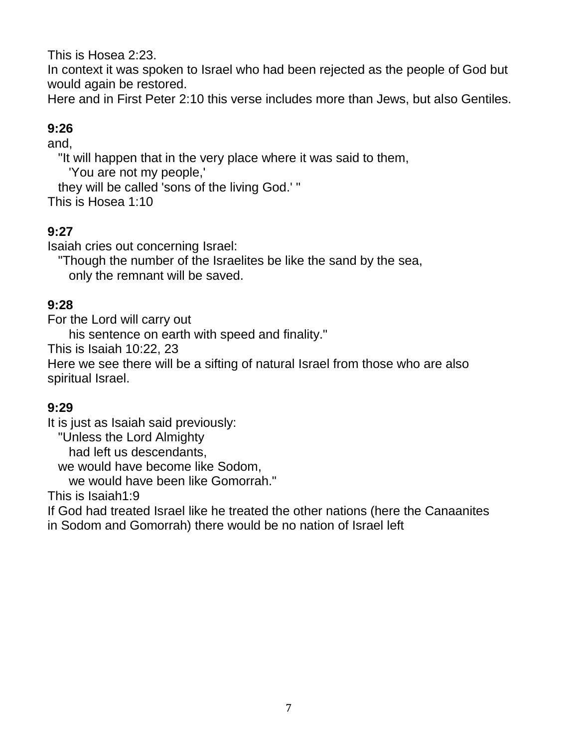This is Hosea 2:23.
In context it was spoken to Israel who had been rejected as the people of God but would again be restored.
Here and in First Peter 2:10 this verse includes more than Jews, but also Gentiles.

**9:26**

and,

"It will happen that in the very place where it was said to them,
'You are not my people,'
they will be called 'sons of the living God.' "

This is Hosea 1:10

**9:27**

Isaiah cries out concerning Israel:

"Though the number of the Israelites be like the sand by the sea,
only the remnant will be saved.

**9:28**

For the Lord will carry out
his sentence on earth with speed and finality."

This is Isaiah 10:22, 23
Here we see there will be a sifting of natural Israel from those who are also spiritual Israel.

**9:29**

It is just as Isaiah said previously:

"Unless the Lord Almighty
had left us descendants,
we would have become like Sodom,
we would have been like Gomorrah."

This is Isaiah1:9
If God had treated Israel like he treated the other nations (here the Canaanites in Sodom and Gomorrah) there would be no nation of Israel left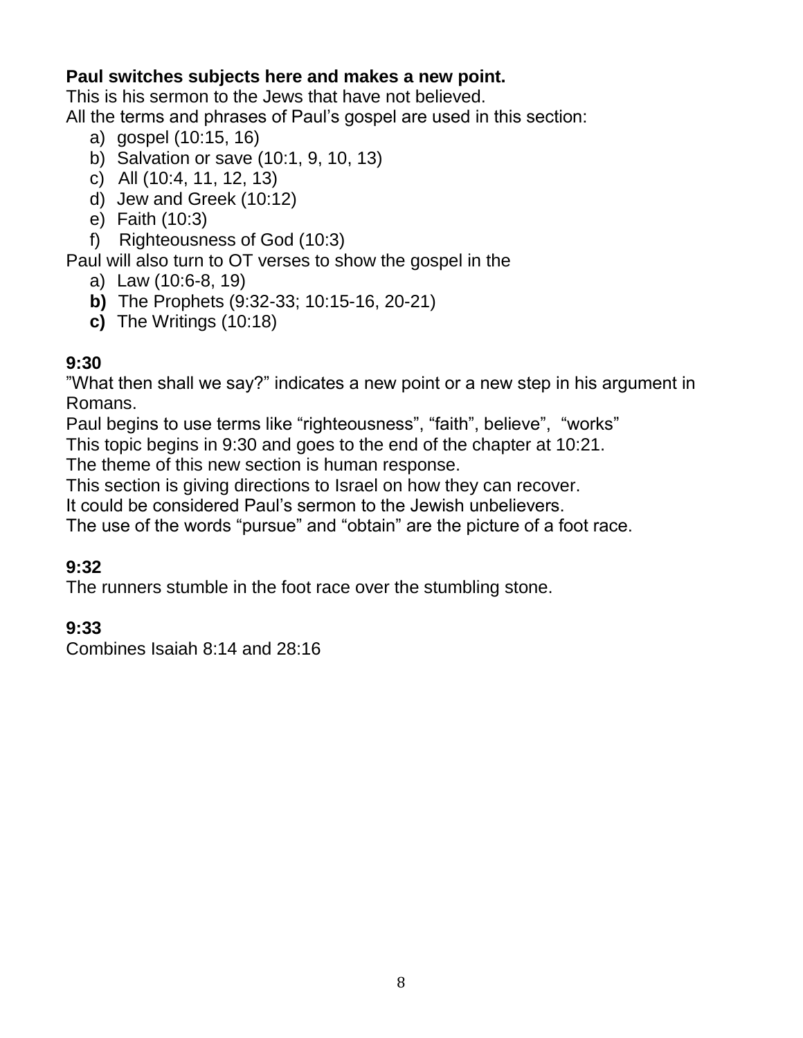**Paul switches subjects here and makes a new point.**

This is his sermon to the Jews that have not believed.

All the terms and phrases of Paul's gospel are used in this section:

a) gospel (10:15, 16)
b) Salvation or save (10:1, 9, 10, 13)
c) All (10:4, 11, 12, 13)
d) Jew and Greek (10:12)
e) Faith (10:3)
f) Righteousness of God (10:3)

Paul will also turn to OT verses to show the gospel in the

a) Law (10:6-8, 19)
**b)** The Prophets (9:32-33; 10:15-16, 20-21)
**c)** The Writings (10:18)

**9:30**

"What then shall we say?" indicates a new point or a new step in his argument in Romans.

Paul begins to use terms like "righteousness", "faith", believe", "works"

This topic begins in 9:30 and goes to the end of the chapter at 10:21.

The theme of this new section is human response.

This section is giving directions to Israel on how they can recover.

It could be considered Paul's sermon to the Jewish unbelievers.

The use of the words "pursue" and "obtain" are the picture of a foot race.

**9:32**

The runners stumble in the foot race over the stumbling stone.

**9:33**

Combines Isaiah 8:14 and 28:16